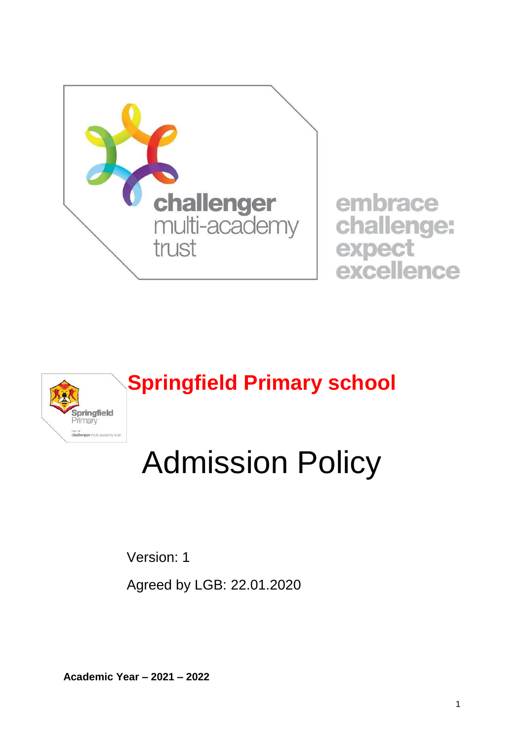challenger multi-academy trust

embrace challenge: expect excellence

# Springfield Primary school

# Admission Policy

Version: 1

Agreed by LGB: 22.01.2020

**Academic Year – 2021 – 2022**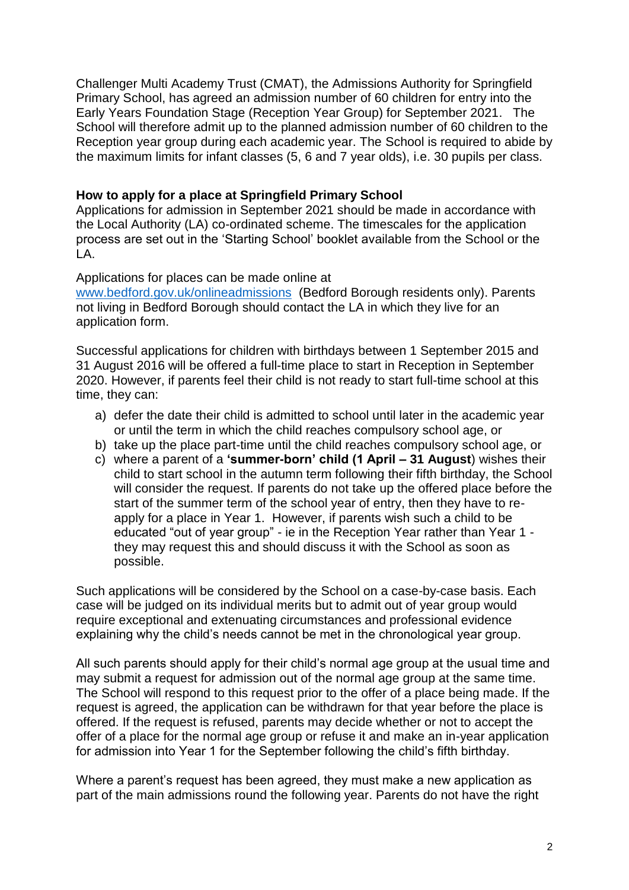Challenger Multi Academy Trust (CMAT), the Admissions Authority for Springfield Primary School, has agreed an admission number of 60 children for entry into the Early Years Foundation Stage (Reception Year Group) for September 2021. The School will therefore admit up to the planned admission number of 60 children to the Reception year group during each academic year. The School is required to abide by the maximum limits for infant classes (5, 6 and 7 year olds), i.e. 30 pupils per class.

**How to apply for a place at Springfield Primary School**

Applications for admission in September 2021 should be made in accordance with the Local Authority (LA) co-ordinated scheme. The timescales for the application process are set out in the 'Starting School' booklet available from the School or the LA.

Applications for places can be made online at www.bedford.gov.uk/onlineadmissions (Bedford Borough residents only). Parents not living in Bedford Borough should contact the LA in which they live for an application form.

Successful applications for children with birthdays between 1 September 2015 and 31 August 2016 will be offered a full-time place to start in Reception in September 2020. However, if parents feel their child is not ready to start full-time school at this time, they can:

a) defer the date their child is admitted to school until later in the academic year or until the term in which the child reaches compulsory school age, or
b) take up the place part-time until the child reaches compulsory school age, or
c) where a parent of a **'summer-born' child (1 April – 31 August**) wishes their child to start school in the autumn term following their fifth birthday, the School will consider the request. If parents do not take up the offered place before the start of the summer term of the school year of entry, then they have to re-apply for a place in Year 1. However, if parents wish such a child to be educated "out of year group" - ie in the Reception Year rather than Year 1 - they may request this and should discuss it with the School as soon as possible.

Such applications will be considered by the School on a case-by-case basis. Each case will be judged on its individual merits but to admit out of year group would require exceptional and extenuating circumstances and professional evidence explaining why the child's needs cannot be met in the chronological year group.

All such parents should apply for their child's normal age group at the usual time and may submit a request for admission out of the normal age group at the same time. The School will respond to this request prior to the offer of a place being made. If the request is agreed, the application can be withdrawn for that year before the place is offered. If the request is refused, parents may decide whether or not to accept the offer of a place for the normal age group or refuse it and make an in-year application for admission into Year 1 for the September following the child's fifth birthday.

Where a parent's request has been agreed, they must make a new application as part of the main admissions round the following year. Parents do not have the right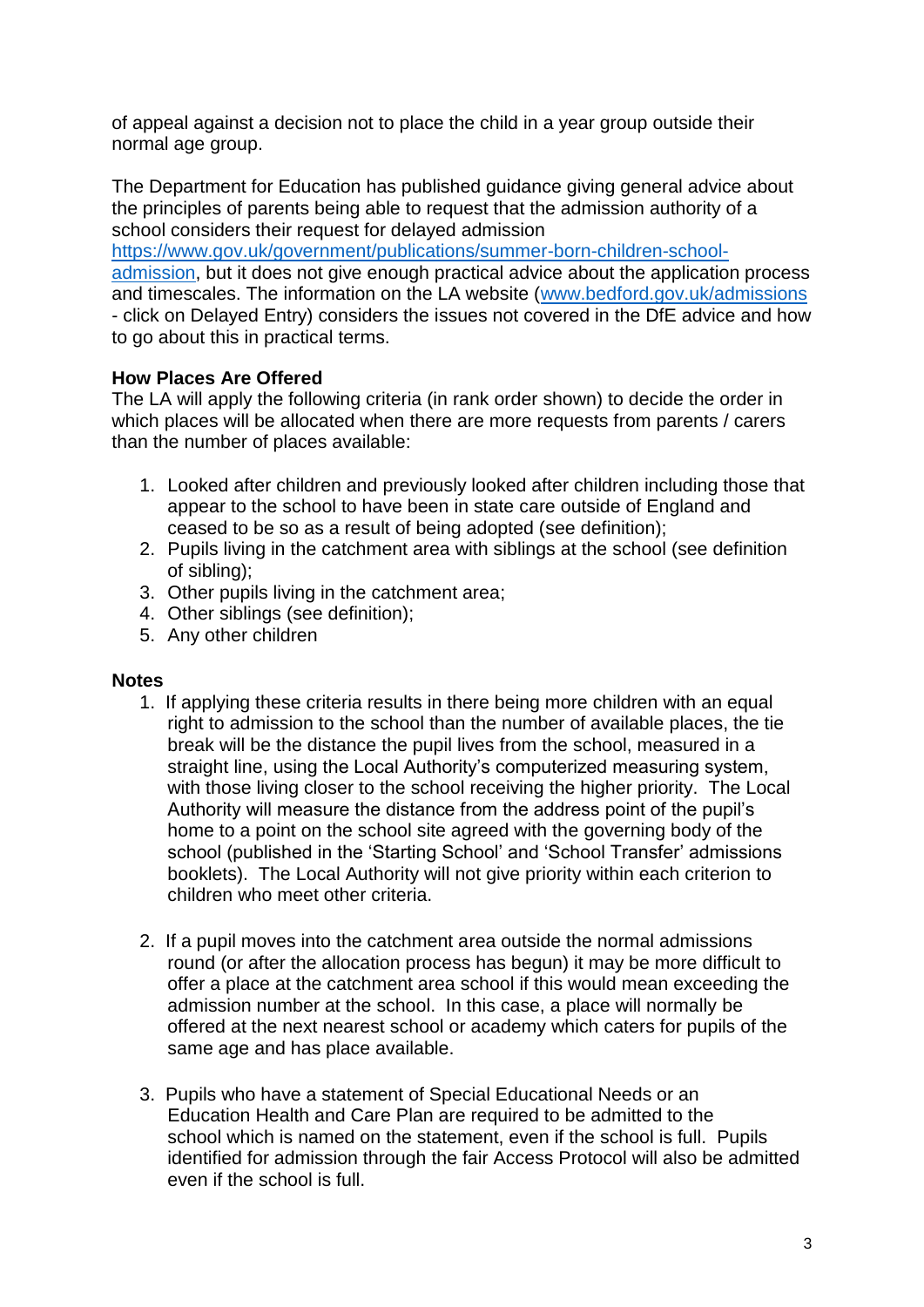of appeal against a decision not to place the child in a year group outside their normal age group.

The Department for Education has published guidance giving general advice about the principles of parents being able to request that the admission authority of a school considers their request for delayed admission https://www.gov.uk/government/publications/summer-born-children-school-admission, but it does not give enough practical advice about the application process and timescales. The information on the LA website (www.bedford.gov.uk/admissions - click on Delayed Entry) considers the issues not covered in the DfE advice and how to go about this in practical terms.

**How Places Are Offered**

The LA will apply the following criteria (in rank order shown) to decide the order in which places will be allocated when there are more requests from parents / carers than the number of places available:

1. Looked after children and previously looked after children including those that appear to the school to have been in state care outside of England and ceased to be so as a result of being adopted (see definition);
2. Pupils living in the catchment area with siblings at the school (see definition of sibling);
3. Other pupils living in the catchment area;
4. Other siblings (see definition);
5. Any other children

**Notes**

1. If applying these criteria results in there being more children with an equal right to admission to the school than the number of available places, the tie break will be the distance the pupil lives from the school, measured in a straight line, using the Local Authority's computerized measuring system, with those living closer to the school receiving the higher priority. The Local Authority will measure the distance from the address point of the pupil's home to a point on the school site agreed with the governing body of the school (published in the 'Starting School' and 'School Transfer' admissions booklets). The Local Authority will not give priority within each criterion to children who meet other criteria.

2. If a pupil moves into the catchment area outside the normal admissions round (or after the allocation process has begun) it may be more difficult to offer a place at the catchment area school if this would mean exceeding the admission number at the school. In this case, a place will normally be offered at the next nearest school or academy which caters for pupils of the same age and has place available.

3. Pupils who have a statement of Special Educational Needs or an Education Health and Care Plan are required to be admitted to the school which is named on the statement, even if the school is full. Pupils identified for admission through the fair Access Protocol will also be admitted even if the school is full.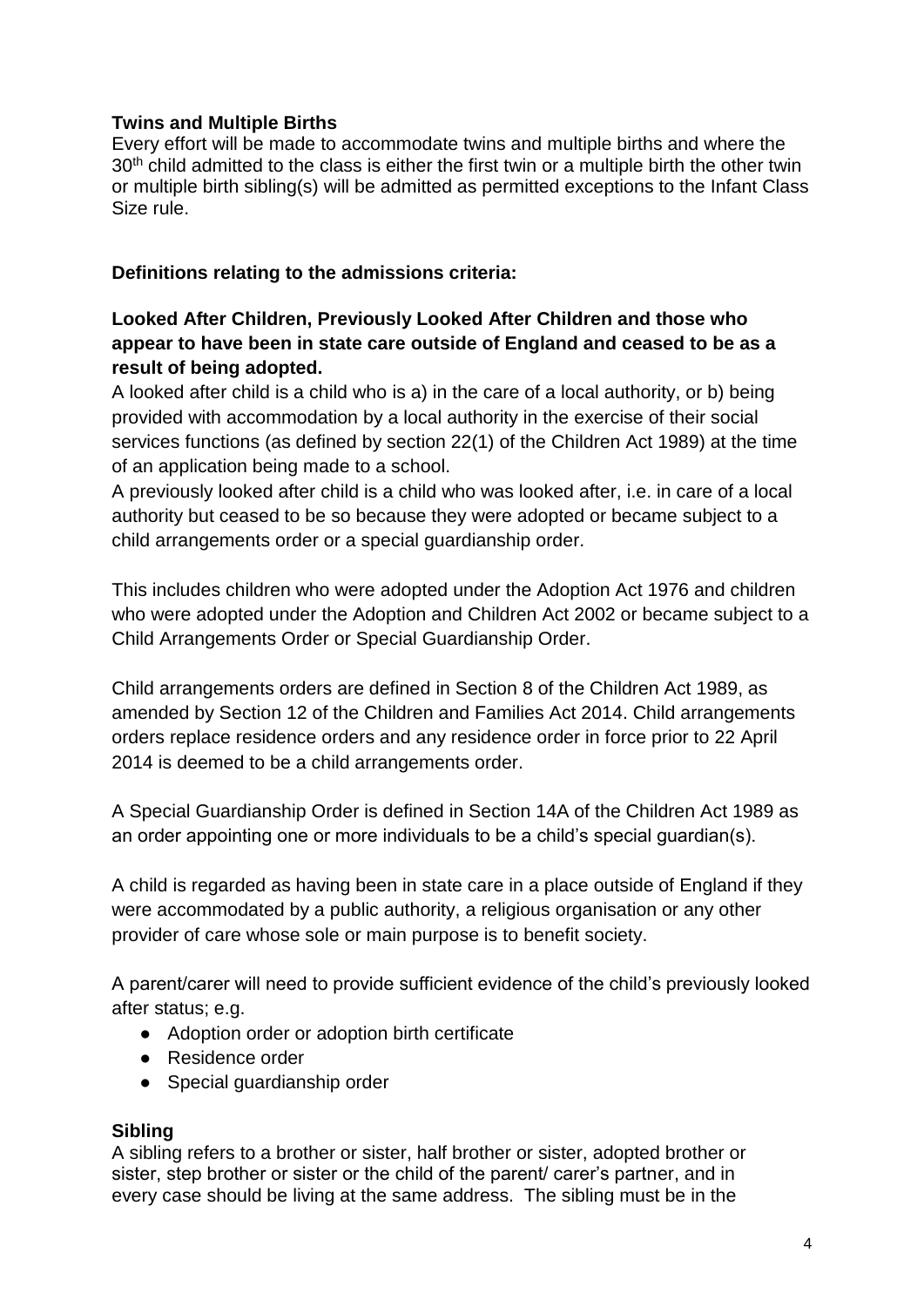**Twins and Multiple Births**
Every effort will be made to accommodate twins and multiple births and where the 30th child admitted to the class is either the first twin or a multiple birth the other twin or multiple birth sibling(s) will be admitted as permitted exceptions to the Infant Class Size rule.

**Definitions relating to the admissions criteria:**

**Looked After Children, Previously Looked After Children and those who appear to have been in state care outside of England and ceased to be as a result of being adopted.**
A looked after child is a child who is a) in the care of a local authority, or b) being provided with accommodation by a local authority in the exercise of their social services functions (as defined by section 22(1) of the Children Act 1989) at the time of an application being made to a school.
A previously looked after child is a child who was looked after, i.e. in care of a local authority but ceased to be so because they were adopted or became subject to a child arrangements order or a special guardianship order.

This includes children who were adopted under the Adoption Act 1976 and children who were adopted under the Adoption and Children Act 2002 or became subject to a Child Arrangements Order or Special Guardianship Order.

Child arrangements orders are defined in Section 8 of the Children Act 1989, as amended by Section 12 of the Children and Families Act 2014. Child arrangements orders replace residence orders and any residence order in force prior to 22 April 2014 is deemed to be a child arrangements order.

A Special Guardianship Order is defined in Section 14A of the Children Act 1989 as an order appointing one or more individuals to be a child's special guardian(s).

A child is regarded as having been in state care in a place outside of England if they were accommodated by a public authority, a religious organisation or any other provider of care whose sole or main purpose is to benefit society.

A parent/carer will need to provide sufficient evidence of the child's previously looked after status; e.g.

- Adoption order or adoption birth certificate
- Residence order
- Special guardianship order

**Sibling**
A sibling refers to a brother or sister, half brother or sister, adopted brother or sister, step brother or sister or the child of the parent/ carer's partner, and in every case should be living at the same address. The sibling must be in the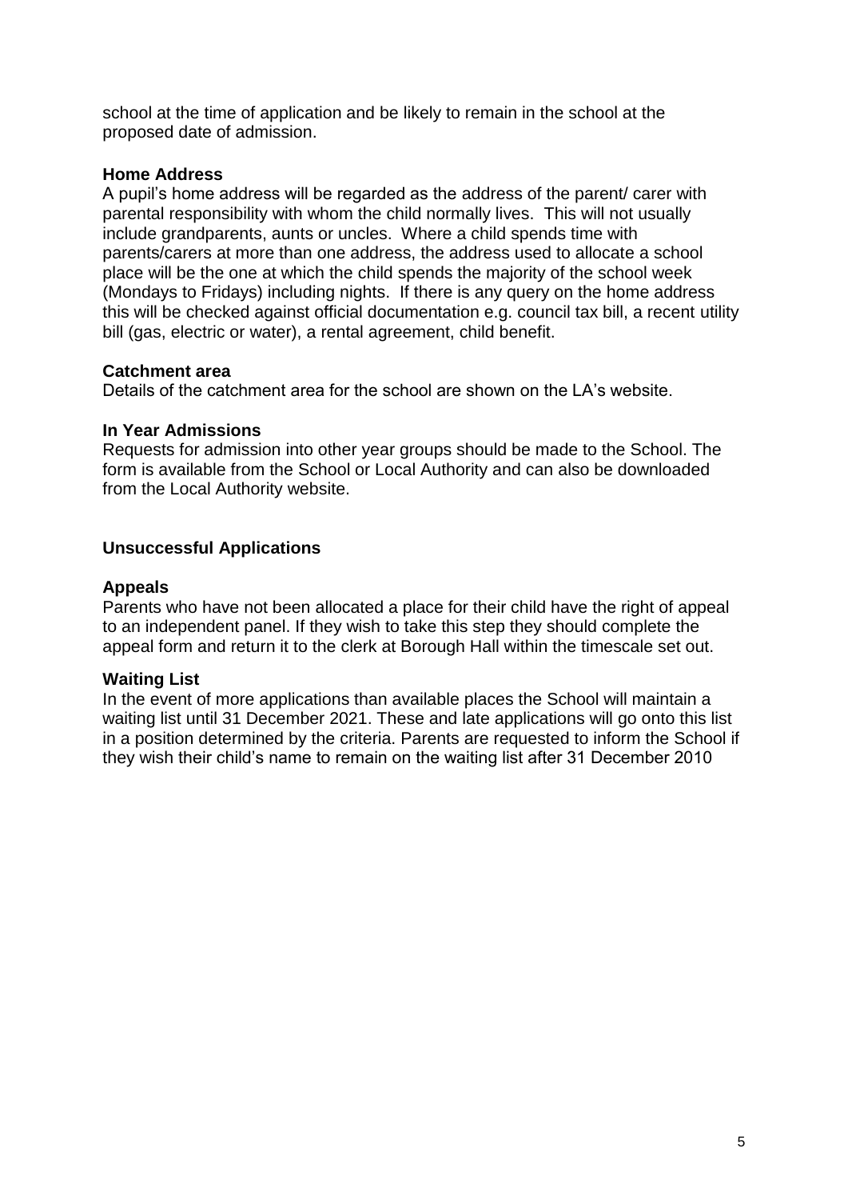school at the time of application and be likely to remain in the school at the proposed date of admission.

**Home Address**

A pupil's home address will be regarded as the address of the parent/ carer with parental responsibility with whom the child normally lives. This will not usually include grandparents, aunts or uncles. Where a child spends time with parents/carers at more than one address, the address used to allocate a school place will be the one at which the child spends the majority of the school week (Mondays to Fridays) including nights. If there is any query on the home address this will be checked against official documentation e.g. council tax bill, a recent utility bill (gas, electric or water), a rental agreement, child benefit.

**Catchment area**

Details of the catchment area for the school are shown on the LA's website.

**In Year Admissions**

Requests for admission into other year groups should be made to the School. The form is available from the School or Local Authority and can also be downloaded from the Local Authority website.

**Unsuccessful Applications**

**Appeals**

Parents who have not been allocated a place for their child have the right of appeal to an independent panel. If they wish to take this step they should complete the appeal form and return it to the clerk at Borough Hall within the timescale set out.

**Waiting List**

In the event of more applications than available places the School will maintain a waiting list until 31 December 2021. These and late applications will go onto this list in a position determined by the criteria. Parents are requested to inform the School if they wish their child's name to remain on the waiting list after 31 December 2010